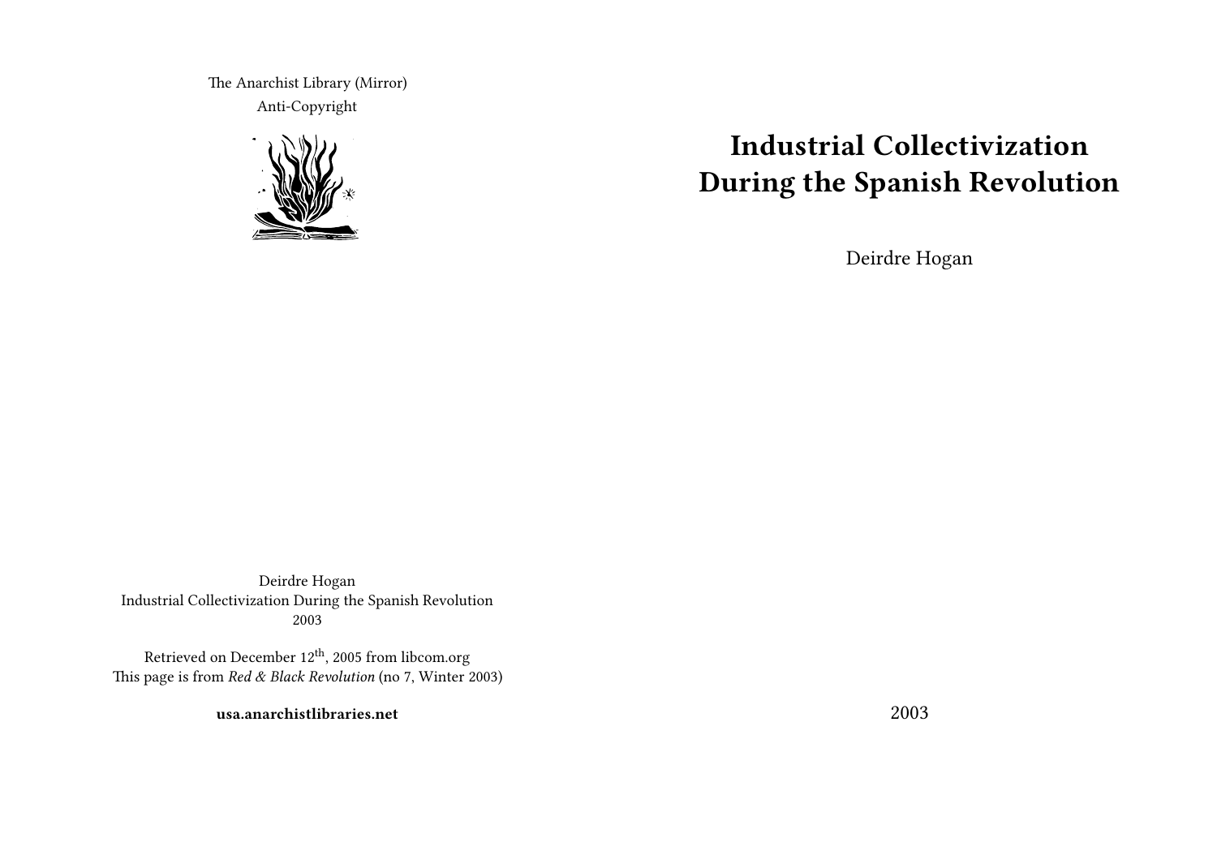The Anarchist Library (Mirror)
Anti-Copyright

Deirdre Hogan
Industrial Collectivization During the Spanish Revolution
2003

Retrieved on December 12th, 2005 from libcom.org
This page is from *Red & Black Revolution* (no 7, Winter 2003)

**usa.anarchistlibraries.net**

# Industrial Collectivization During the Spanish Revolution

Deirdre Hogan

2003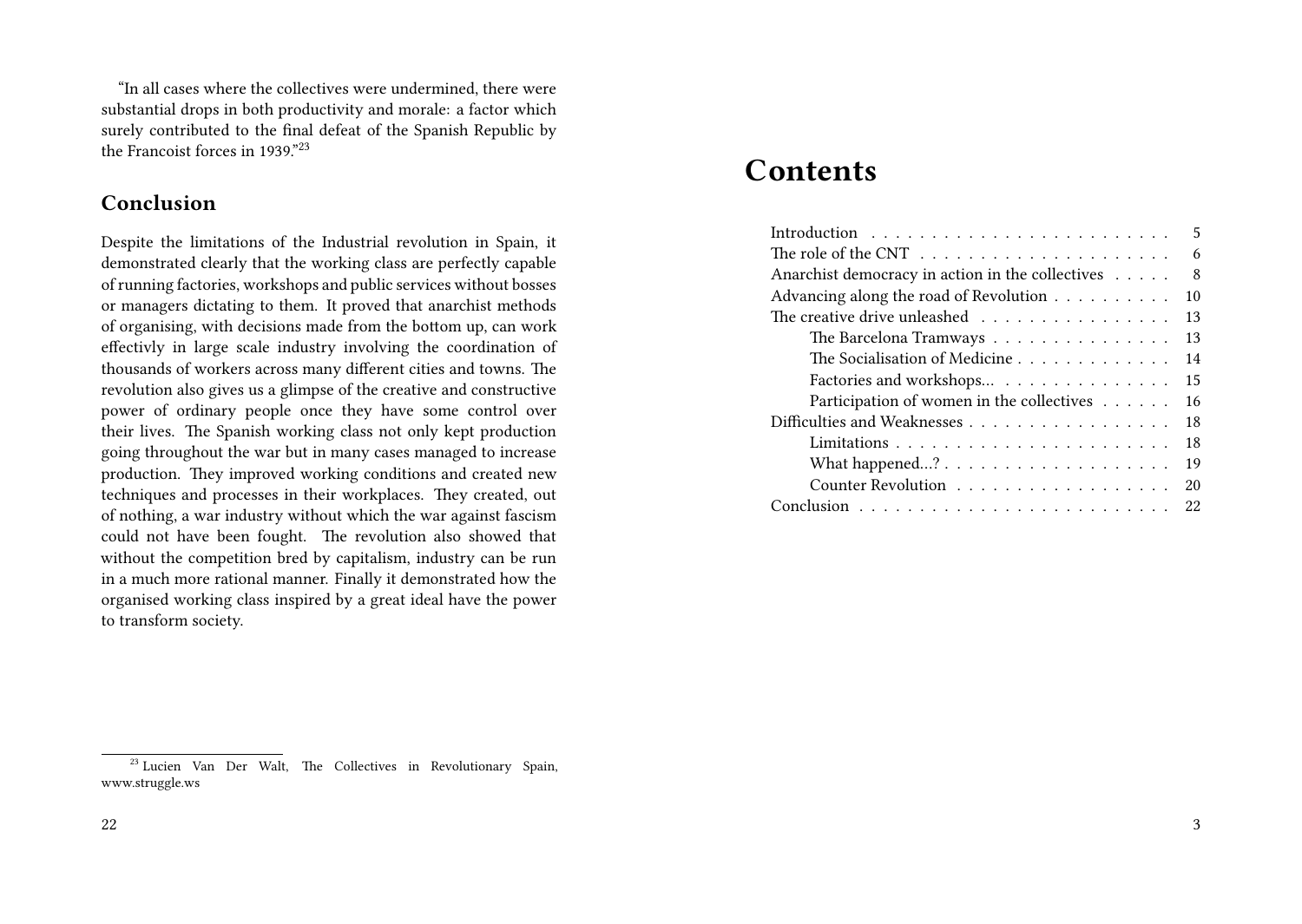"In all cases where the collectives were undermined, there were substantial drops in both productivity and morale: a factor which surely contributed to the final defeat of the Spanish Republic by the Francoist forces in 1939."[23]

## Conclusion

Despite the limitations of the Industrial revolution in Spain, it demonstrated clearly that the working class are perfectly capable of running factories, workshops and public services without bosses or managers dictating to them. It proved that anarchist methods of organising, with decisions made from the bottom up, can work effectivly in large scale industry involving the coordination of thousands of workers across many different cities and towns. The revolution also gives us a glimpse of the creative and constructive power of ordinary people once they have some control over their lives. The Spanish working class not only kept production going throughout the war but in many cases managed to increase production. They improved working conditions and created new techniques and processes in their workplaces. They created, out of nothing, a war industry without which the war against fascism could not have been fought. The revolution also showed that without the competition bred by capitalism, industry can be run in a much more rational manner. Finally it demonstrated how the organised working class inspired by a great ideal have the power to transform society.

[23] Lucien Van Der Walt, The Collectives in Revolutionary Spain, www.struggle.ws

# Contents

- Introduction . . . 5
- The role of the CNT . . . 6
- Anarchist democracy in action in the collectives . . . 8
- Advancing along the road of Revolution . . . 10
- The creative drive unleashed . . . 13
  - The Barcelona Tramways . . . 13
  - The Socialisation of Medicine . . . 14
  - Factories and workshops… . . . 15
  - Participation of women in the collectives . . . 16
- Difficulties and Weaknesses . . . 18
  - Limitations . . . 18
  - What happened…? . . . 19
  - Counter Revolution . . . 20
- Conclusion . . . 22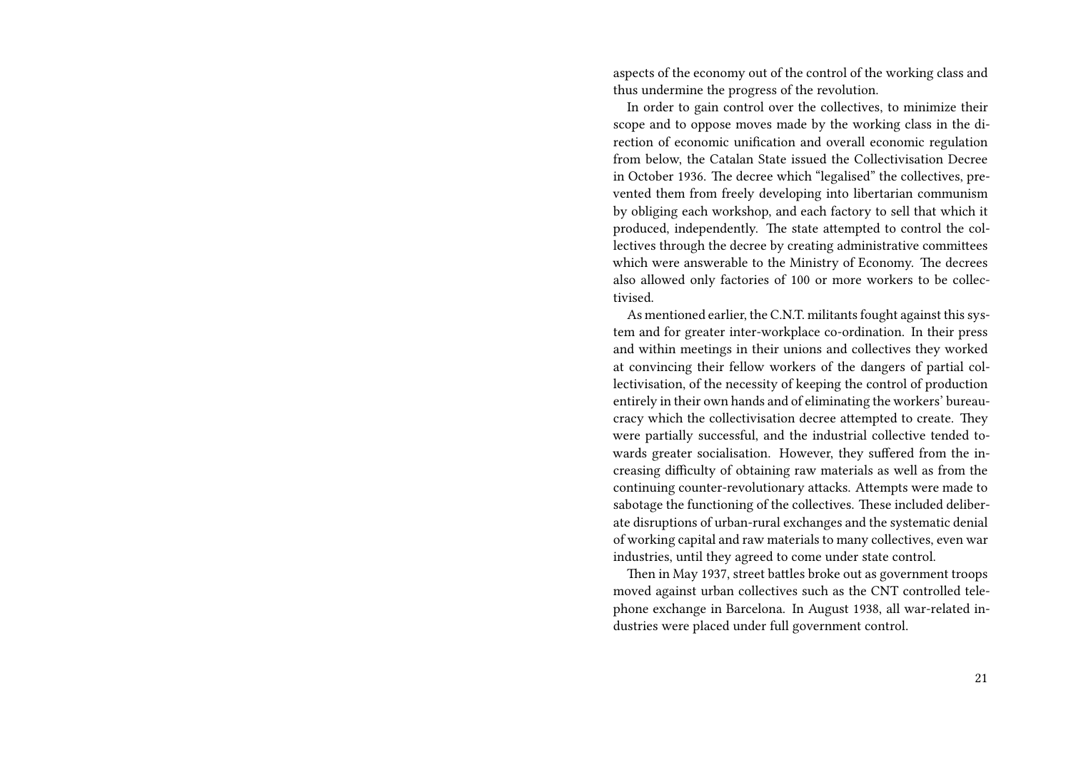aspects of the economy out of the control of the working class and thus undermine the progress of the revolution.

In order to gain control over the collectives, to minimize their scope and to oppose moves made by the working class in the direction of economic unification and overall economic regulation from below, the Catalan State issued the Collectivisation Decree in October 1936. The decree which "legalised" the collectives, prevented them from freely developing into libertarian communism by obliging each workshop, and each factory to sell that which it produced, independently. The state attempted to control the collectives through the decree by creating administrative committees which were answerable to the Ministry of Economy. The decrees also allowed only factories of 100 or more workers to be collectivised.

As mentioned earlier, the C.N.T. militants fought against this system and for greater inter-workplace co-ordination. In their press and within meetings in their unions and collectives they worked at convincing their fellow workers of the dangers of partial collectivisation, of the necessity of keeping the control of production entirely in their own hands and of eliminating the workers' bureaucracy which the collectivisation decree attempted to create. They were partially successful, and the industrial collective tended towards greater socialisation. However, they suffered from the increasing difficulty of obtaining raw materials as well as from the continuing counter-revolutionary attacks. Attempts were made to sabotage the functioning of the collectives. These included deliberate disruptions of urban-rural exchanges and the systematic denial of working capital and raw materials to many collectives, even war industries, until they agreed to come under state control.

Then in May 1937, street battles broke out as government troops moved against urban collectives such as the CNT controlled telephone exchange in Barcelona. In August 1938, all war-related industries were placed under full government control.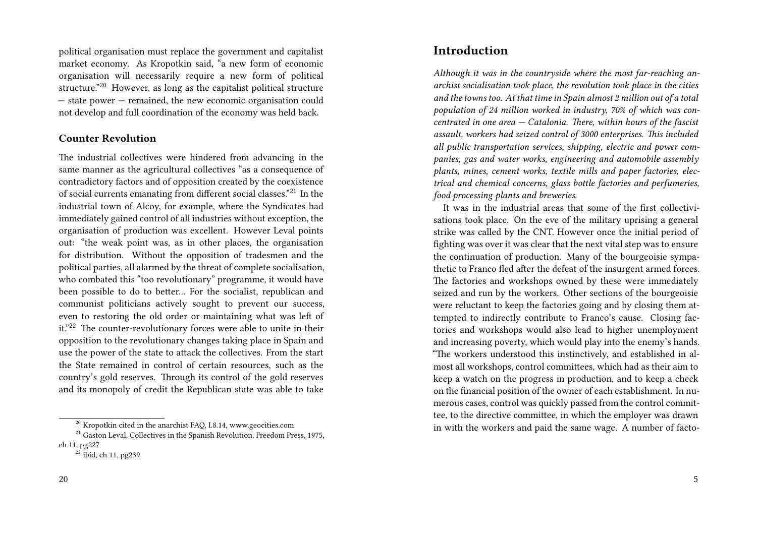political organisation must replace the government and capitalist market economy. As Kropotkin said, "a new form of economic organisation will necessarily require a new form of political structure."[20] However, as long as the capitalist political structure — state power — remained, the new economic organisation could not develop and full coordination of the economy was held back.

### Counter Revolution

The industrial collectives were hindered from advancing in the same manner as the agricultural collectives "as a consequence of contradictory factors and of opposition created by the coexistence of social currents emanating from different social classes."[21] In the industrial town of Alcoy, for example, where the Syndicates had immediately gained control of all industries without exception, the organisation of production was excellent. However Leval points out: "the weak point was, as in other places, the organisation for distribution. Without the opposition of tradesmen and the political parties, all alarmed by the threat of complete socialisation, who combated this "too revolutionary" programme, it would have been possible to do to better… For the socialist, republican and communist politicians actively sought to prevent our success, even to restoring the old order or maintaining what was left of it."[22] The counter-revolutionary forces were able to unite in their opposition to the revolutionary changes taking place in Spain and use the power of the state to attack the collectives. From the start the State remained in control of certain resources, such as the country's gold reserves. Through its control of the gold reserves and its monopoly of credit the Republican state was able to take

[20] Kropotkin cited in the anarchist FAQ, I.8.14, www.geocities.com

[21] Gaston Leval, Collectives in the Spanish Revolution, Freedom Press, 1975, ch 11, pg227

[22] ibid, ch 11, pg239.

## Introduction

*Although it was in the countryside where the most far-reaching anarchist socialisation took place, the revolution took place in the cities and the towns too. At that time in Spain almost 2 million out of a total population of 24 million worked in industry, 70% of which was concentrated in one area — Catalonia. There, within hours of the fascist assault, workers had seized control of 3000 enterprises. This included all public transportation services, shipping, electric and power companies, gas and water works, engineering and automobile assembly plants, mines, cement works, textile mills and paper factories, electrical and chemical concerns, glass bottle factories and perfumeries, food processing plants and breweries.*

It was in the industrial areas that some of the first collectivisations took place. On the eve of the military uprising a general strike was called by the CNT. However once the initial period of fighting was over it was clear that the next vital step was to ensure the continuation of production. Many of the bourgeoisie sympathetic to Franco fled after the defeat of the insurgent armed forces. The factories and workshops owned by these were immediately seized and run by the workers. Other sections of the bourgeoisie were reluctant to keep the factories going and by closing them attempted to indirectly contribute to Franco's cause. Closing factories and workshops would also lead to higher unemployment and increasing poverty, which would play into the enemy's hands. "The workers understood this instinctively, and established in almost all workshops, control committees, which had as their aim to keep a watch on the progress in production, and to keep a check on the financial position of the owner of each establishment. In numerous cases, control was quickly passed from the control committee, to the directive committee, in which the employer was drawn in with the workers and paid the same wage. A number of facto-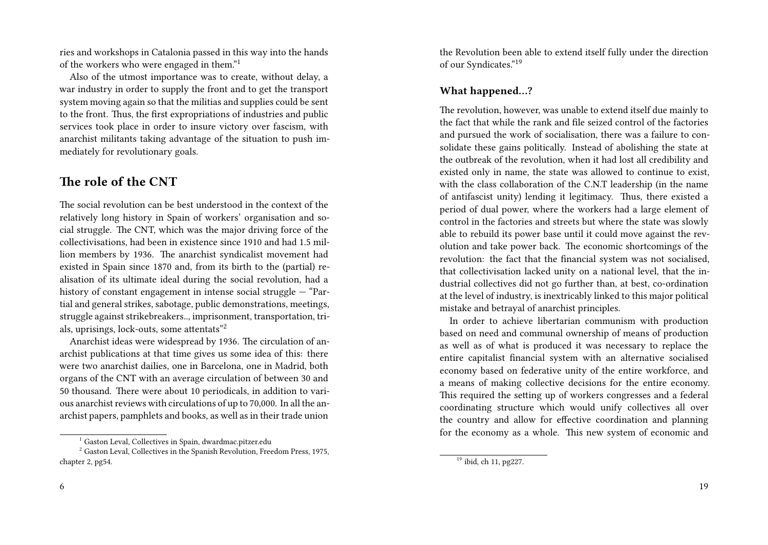ries and workshops in Catalonia passed in this way into the hands of the workers who were engaged in them."[1]

Also of the utmost importance was to create, without delay, a war industry in order to supply the front and to get the transport system moving again so that the militias and supplies could be sent to the front. Thus, the first expropriations of industries and public services took place in order to insure victory over fascism, with anarchist militants taking advantage of the situation to push immediately for revolutionary goals.

## The role of the CNT

The social revolution can be best understood in the context of the relatively long history in Spain of workers' organisation and social struggle. The CNT, which was the major driving force of the collectivisations, had been in existence since 1910 and had 1.5 million members by 1936. The anarchist syndicalist movement had existed in Spain since 1870 and, from its birth to the (partial) realisation of its ultimate ideal during the social revolution, had a history of constant engagement in intense social struggle — "Partial and general strikes, sabotage, public demonstrations, meetings, struggle against strikebreakers.., imprisonment, transportation, trials, uprisings, lock-outs, some attentats"[2]

Anarchist ideas were widespread by 1936. The circulation of anarchist publications at that time gives us some idea of this: there were two anarchist dailies, one in Barcelona, one in Madrid, both organs of the CNT with an average circulation of between 30 and 50 thousand. There were about 10 periodicals, in addition to various anarchist reviews with circulations of up to 70,000. In all the anarchist papers, pamphlets and books, as well as in their trade union

[1] Gaston Leval, Collectives in Spain, dwardmac.pitzer.edu

[2] Gaston Leval, Collectives in the Spanish Revolution, Freedom Press, 1975, chapter 2, pg54.

the Revolution been able to extend itself fully under the direction of our Syndicates."[19]

### What happened…?

The revolution, however, was unable to extend itself due mainly to the fact that while the rank and file seized control of the factories and pursued the work of socialisation, there was a failure to consolidate these gains politically. Instead of abolishing the state at the outbreak of the revolution, when it had lost all credibility and existed only in name, the state was allowed to continue to exist, with the class collaboration of the C.N.T leadership (in the name of antifascist unity) lending it legitimacy. Thus, there existed a period of dual power, where the workers had a large element of control in the factories and streets but where the state was slowly able to rebuild its power base until it could move against the revolution and take power back. The economic shortcomings of the revolution: the fact that the financial system was not socialised, that collectivisation lacked unity on a national level, that the industrial collectives did not go further than, at best, co-ordination at the level of industry, is inextricably linked to this major political mistake and betrayal of anarchist principles.

In order to achieve libertarian communism with production based on need and communal ownership of means of production as well as of what is produced it was necessary to replace the entire capitalist financial system with an alternative socialised economy based on federative unity of the entire workforce, and a means of making collective decisions for the entire economy. This required the setting up of workers congresses and a federal coordinating structure which would unify collectives all over the country and allow for effective coordination and planning for the economy as a whole. This new system of economic and

[19] ibid, ch 11, pg227.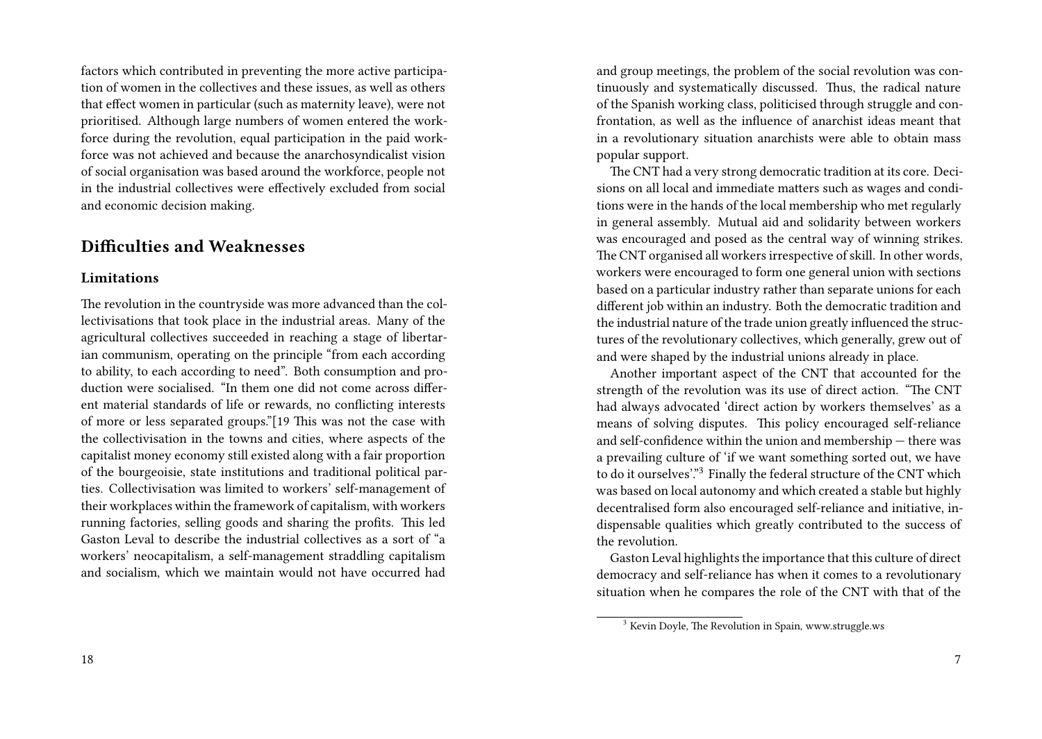factors which contributed in preventing the more active participation of women in the collectives and these issues, as well as others that effect women in particular (such as maternity leave), were not prioritised. Although large numbers of women entered the workforce during the revolution, equal participation in the paid workforce was not achieved and because the anarchosyndicalist vision of social organisation was based around the workforce, people not in the industrial collectives were effectively excluded from social and economic decision making.

## Difficulties and Weaknesses

### Limitations

The revolution in the countryside was more advanced than the collectivisations that took place in the industrial areas. Many of the agricultural collectives succeeded in reaching a stage of libertarian communism, operating on the principle "from each according to ability, to each according to need". Both consumption and production were socialised. "In them one did not come across different material standards of life or rewards, no conflicting interests of more or less separated groups."[19 This was not the case with the collectivisation in the towns and cities, where aspects of the capitalist money economy still existed along with a fair proportion of the bourgeoisie, state institutions and traditional political parties. Collectivisation was limited to workers' self-management of their workplaces within the framework of capitalism, with workers running factories, selling goods and sharing the profits. This led Gaston Leval to describe the industrial collectives as a sort of "a workers' neocapitalism, a self-management straddling capitalism and socialism, which we maintain would not have occurred had

and group meetings, the problem of the social revolution was continuously and systematically discussed. Thus, the radical nature of the Spanish working class, politicised through struggle and confrontation, as well as the influence of anarchist ideas meant that in a revolutionary situation anarchists were able to obtain mass popular support.

The CNT had a very strong democratic tradition at its core. Decisions on all local and immediate matters such as wages and conditions were in the hands of the local membership who met regularly in general assembly. Mutual aid and solidarity between workers was encouraged and posed as the central way of winning strikes. The CNT organised all workers irrespective of skill. In other words, workers were encouraged to form one general union with sections based on a particular industry rather than separate unions for each different job within an industry. Both the democratic tradition and the industrial nature of the trade union greatly influenced the structures of the revolutionary collectives, which generally, grew out of and were shaped by the industrial unions already in place.

Another important aspect of the CNT that accounted for the strength of the revolution was its use of direct action. "The CNT had always advocated 'direct action by workers themselves' as a means of solving disputes. This policy encouraged self-reliance and self-confidence within the union and membership — there was a prevailing culture of 'if we want something sorted out, we have to do it ourselves'."[3] Finally the federal structure of the CNT which was based on local autonomy and which created a stable but highly decentralised form also encouraged self-reliance and initiative, indispensable qualities which greatly contributed to the success of the revolution.

Gaston Leval highlights the importance that this culture of direct democracy and self-reliance has when it comes to a revolutionary situation when he compares the role of the CNT with that of the

[3] Kevin Doyle, The Revolution in Spain, www.struggle.ws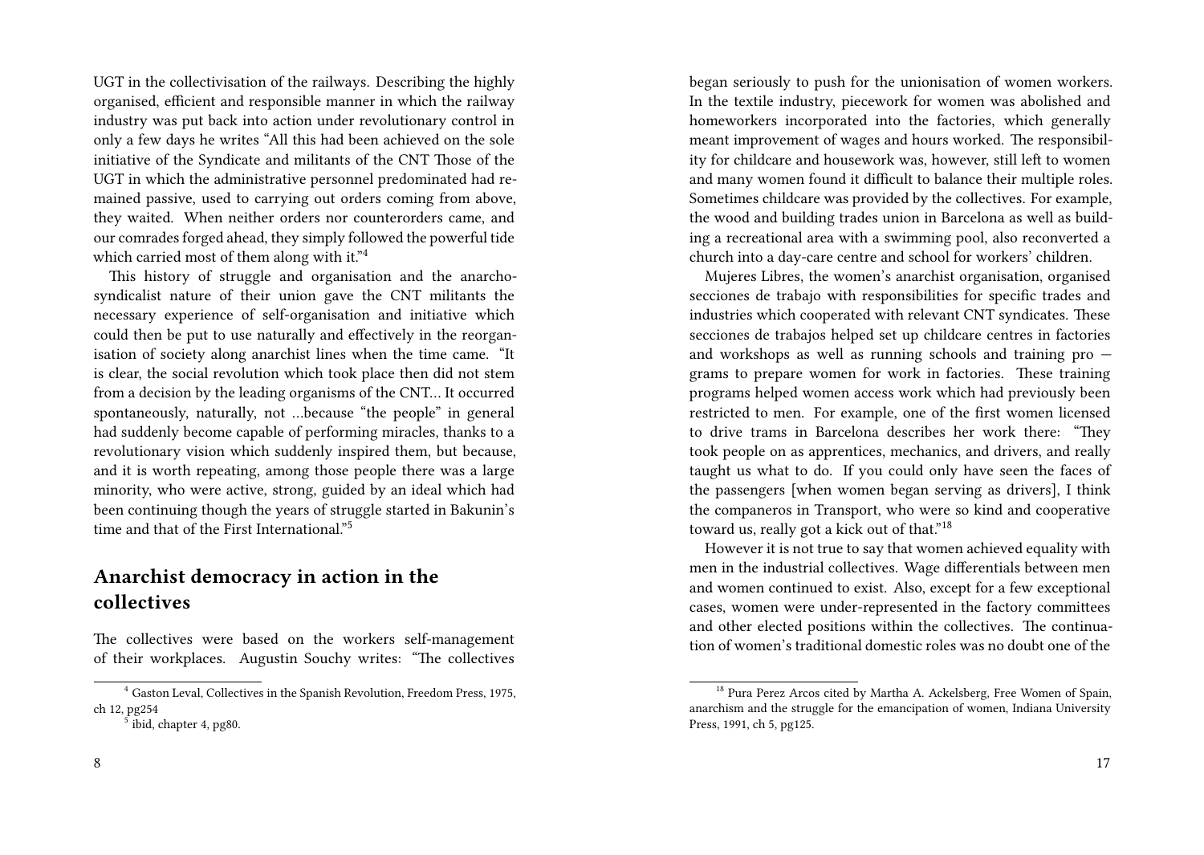UGT in the collectivisation of the railways. Describing the highly organised, efficient and responsible manner in which the railway industry was put back into action under revolutionary control in only a few days he writes "All this had been achieved on the sole initiative of the Syndicate and militants of the CNT Those of the UGT in which the administrative personnel predominated had remained passive, used to carrying out orders coming from above, they waited. When neither orders nor counterorders came, and our comrades forged ahead, they simply followed the powerful tide which carried most of them along with it."[4]

This history of struggle and organisation and the anarcho-syndicalist nature of their union gave the CNT militants the necessary experience of self-organisation and initiative which could then be put to use naturally and effectively in the reorganisation of society along anarchist lines when the time came. "It is clear, the social revolution which took place then did not stem from a decision by the leading organisms of the CNT… It occurred spontaneously, naturally, not …because "the people" in general had suddenly become capable of performing miracles, thanks to a revolutionary vision which suddenly inspired them, but because, and it is worth repeating, among those people there was a large minority, who were active, strong, guided by an ideal which had been continuing though the years of struggle started in Bakunin's time and that of the First International."[5]

## Anarchist democracy in action in the collectives

The collectives were based on the workers self-management of their workplaces. Augustin Souchy writes: "The collectives

[4] Gaston Leval, Collectives in the Spanish Revolution, Freedom Press, 1975, ch 12, pg254

[5] ibid, chapter 4, pg80.

began seriously to push for the unionisation of women workers. In the textile industry, piecework for women was abolished and homeworkers incorporated into the factories, which generally meant improvement of wages and hours worked. The responsibility for childcare and housework was, however, still left to women and many women found it difficult to balance their multiple roles. Sometimes childcare was provided by the collectives. For example, the wood and building trades union in Barcelona as well as building a recreational area with a swimming pool, also reconverted a church into a day-care centre and school for workers' children.

Mujeres Libres, the women's anarchist organisation, organised secciones de trabajo with responsibilities for specific trades and industries which cooperated with relevant CNT syndicates. These secciones de trabajos helped set up childcare centres in factories and workshops as well as running schools and training pro — grams to prepare women for work in factories. These training programs helped women access work which had previously been restricted to men. For example, one of the first women licensed to drive trams in Barcelona describes her work there: "They took people on as apprentices, mechanics, and drivers, and really taught us what to do. If you could only have seen the faces of the passengers [when women began serving as drivers], I think the companeros in Transport, who were so kind and cooperative toward us, really got a kick out of that."[18]

However it is not true to say that women achieved equality with men in the industrial collectives. Wage differentials between men and women continued to exist. Also, except for a few exceptional cases, women were under-represented in the factory committees and other elected positions within the collectives. The continuation of women's traditional domestic roles was no doubt one of the

[18] Pura Perez Arcos cited by Martha A. Ackelsberg, Free Women of Spain, anarchism and the struggle for the emancipation of women, Indiana University Press, 1991, ch 5, pg125.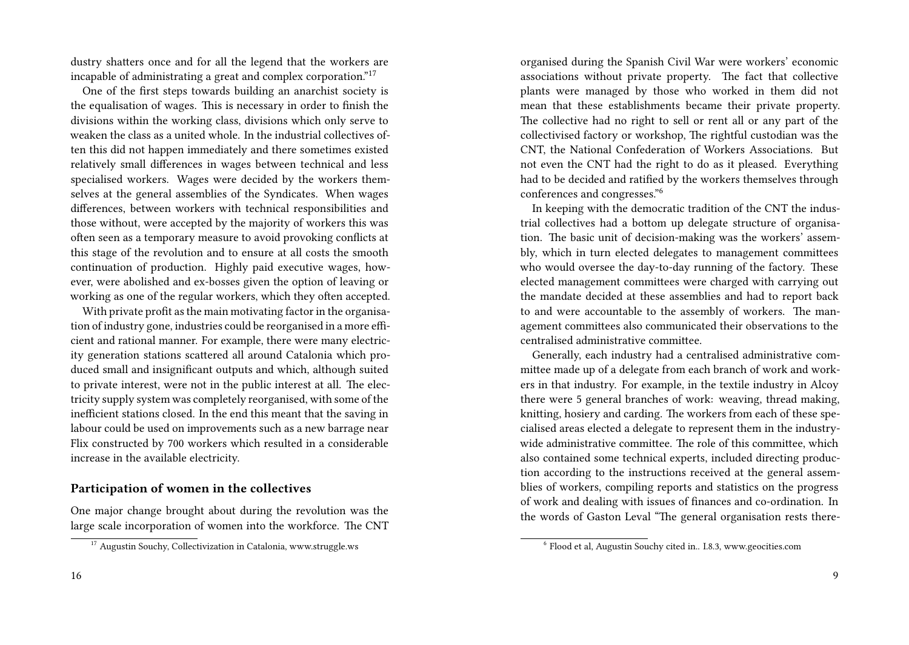dustry shatters once and for all the legend that the workers are incapable of administrating a great and complex corporation."[17]

One of the first steps towards building an anarchist society is the equalisation of wages. This is necessary in order to finish the divisions within the working class, divisions which only serve to weaken the class as a united whole. In the industrial collectives often this did not happen immediately and there sometimes existed relatively small differences in wages between technical and less specialised workers. Wages were decided by the workers themselves at the general assemblies of the Syndicates. When wages differences, between workers with technical responsibilities and those without, were accepted by the majority of workers this was often seen as a temporary measure to avoid provoking conflicts at this stage of the revolution and to ensure at all costs the smooth continuation of production. Highly paid executive wages, however, were abolished and ex-bosses given the option of leaving or working as one of the regular workers, which they often accepted.

With private profit as the main motivating factor in the organisation of industry gone, industries could be reorganised in a more efficient and rational manner. For example, there were many electricity generation stations scattered all around Catalonia which produced small and insignificant outputs and which, although suited to private interest, were not in the public interest at all. The electricity supply system was completely reorganised, with some of the inefficient stations closed. In the end this meant that the saving in labour could be used on improvements such as a new barrage near Flix constructed by 700 workers which resulted in a considerable increase in the available electricity.

### Participation of women in the collectives

One major change brought about during the revolution was the large scale incorporation of women into the workforce. The CNT

[17] Augustin Souchy, Collectivization in Catalonia, www.struggle.ws

organised during the Spanish Civil War were workers' economic associations without private property. The fact that collective plants were managed by those who worked in them did not mean that these establishments became their private property. The collective had no right to sell or rent all or any part of the collectivised factory or workshop, The rightful custodian was the CNT, the National Confederation of Workers Associations. But not even the CNT had the right to do as it pleased. Everything had to be decided and ratified by the workers themselves through conferences and congresses."[6]

In keeping with the democratic tradition of the CNT the industrial collectives had a bottom up delegate structure of organisation. The basic unit of decision-making was the workers' assembly, which in turn elected delegates to management committees who would oversee the day-to-day running of the factory. These elected management committees were charged with carrying out the mandate decided at these assemblies and had to report back to and were accountable to the assembly of workers. The management committees also communicated their observations to the centralised administrative committee.

Generally, each industry had a centralised administrative committee made up of a delegate from each branch of work and workers in that industry. For example, in the textile industry in Alcoy there were 5 general branches of work: weaving, thread making, knitting, hosiery and carding. The workers from each of these specialised areas elected a delegate to represent them in the industry-wide administrative committee. The role of this committee, which also contained some technical experts, included directing production according to the instructions received at the general assemblies of workers, compiling reports and statistics on the progress of work and dealing with issues of finances and co-ordination. In the words of Gaston Leval "The general organisation rests there-

[6] Flood et al, Augustin Souchy cited in.. I.8.3, www.geocities.com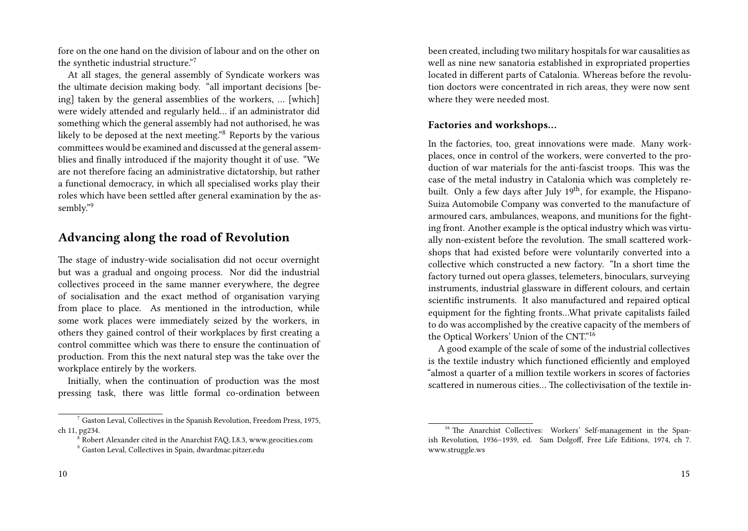fore on the one hand on the division of labour and on the other on the synthetic industrial structure."[7]

At all stages, the general assembly of Syndicate workers was the ultimate decision making body. "all important decisions [being] taken by the general assemblies of the workers, … [which] were widely attended and regularly held… if an administrator did something which the general assembly had not authorised, he was likely to be deposed at the next meeting."[8] Reports by the various committees would be examined and discussed at the general assemblies and finally introduced if the majority thought it of use. "We are not therefore facing an administrative dictatorship, but rather a functional democracy, in which all specialised works play their roles which have been settled after general examination by the assembly."[9]

## Advancing along the road of Revolution

The stage of industry-wide socialisation did not occur overnight but was a gradual and ongoing process. Nor did the industrial collectives proceed in the same manner everywhere, the degree of socialisation and the exact method of organisation varying from place to place. As mentioned in the introduction, while some work places were immediately seized by the workers, in others they gained control of their workplaces by first creating a control committee which was there to ensure the continuation of production. From this the next natural step was the take over the workplace entirely by the workers.

Initially, when the continuation of production was the most pressing task, there was little formal co-ordination between

[7] Gaston Leval, Collectives in the Spanish Revolution, Freedom Press, 1975, ch 11, pg234.

[8] Robert Alexander cited in the Anarchist FAQ, I.8.3, www.geocities.com

[9] Gaston Leval, Collectives in Spain, dwardmac.pitzer.edu

been created, including two military hospitals for war causalities as well as nine new sanatoria established in expropriated properties located in different parts of Catalonia. Whereas before the revolution doctors were concentrated in rich areas, they were now sent where they were needed most.

### Factories and workshops…

In the factories, too, great innovations were made. Many workplaces, once in control of the workers, were converted to the production of war materials for the anti-fascist troops. This was the case of the metal industry in Catalonia which was completely rebuilt. Only a few days after July 19th, for example, the Hispano-Suiza Automobile Company was converted to the manufacture of armoured cars, ambulances, weapons, and munitions for the fighting front. Another example is the optical industry which was virtually non-existent before the revolution. The small scattered workshops that had existed before were voluntarily converted into a collective which constructed a new factory. "In a short time the factory turned out opera glasses, telemeters, binoculars, surveying instruments, industrial glassware in different colours, and certain scientific instruments. It also manufactured and repaired optical equipment for the fighting fronts…What private capitalists failed to do was accomplished by the creative capacity of the members of the Optical Workers' Union of the CNT."[16]

A good example of the scale of some of the industrial collectives is the textile industry which functioned efficiently and employed "almost a quarter of a million textile workers in scores of factories scattered in numerous cities… The collectivisation of the textile in-

[16] The Anarchist Collectives: Workers' Self-management in the Spanish Revolution, 1936–1939, ed. Sam Dolgoff, Free Life Editions, 1974, ch 7. www.struggle.ws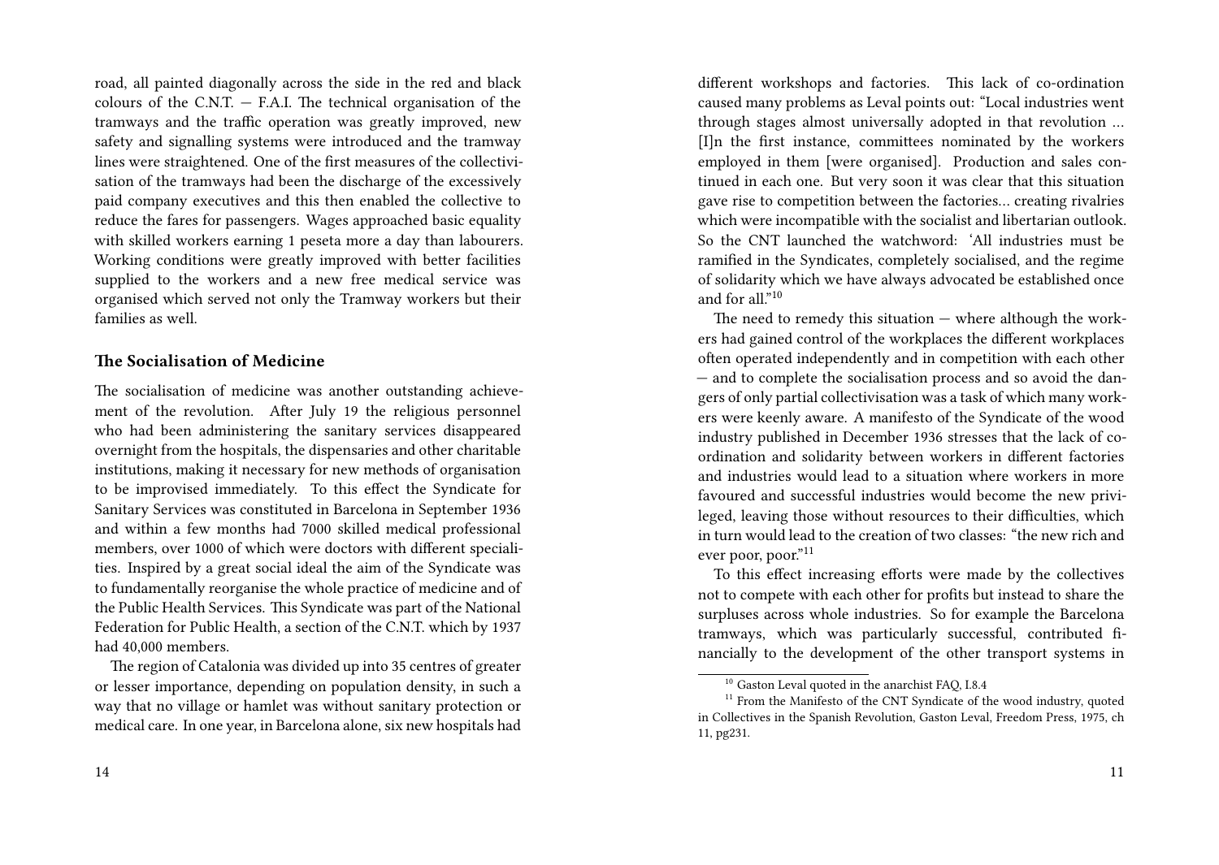road, all painted diagonally across the side in the red and black colours of the C.N.T. — F.A.I. The technical organisation of the tramways and the traffic operation was greatly improved, new safety and signalling systems were introduced and the tramway lines were straightened. One of the first measures of the collectivisation of the tramways had been the discharge of the excessively paid company executives and this then enabled the collective to reduce the fares for passengers. Wages approached basic equality with skilled workers earning 1 peseta more a day than labourers. Working conditions were greatly improved with better facilities supplied to the workers and a new free medical service was organised which served not only the Tramway workers but their families as well.

### The Socialisation of Medicine

The socialisation of medicine was another outstanding achievement of the revolution. After July 19 the religious personnel who had been administering the sanitary services disappeared overnight from the hospitals, the dispensaries and other charitable institutions, making it necessary for new methods of organisation to be improvised immediately. To this effect the Syndicate for Sanitary Services was constituted in Barcelona in September 1936 and within a few months had 7000 skilled medical professional members, over 1000 of which were doctors with different specialities. Inspired by a great social ideal the aim of the Syndicate was to fundamentally reorganise the whole practice of medicine and of the Public Health Services. This Syndicate was part of the National Federation for Public Health, a section of the C.N.T. which by 1937 had 40,000 members.

The region of Catalonia was divided up into 35 centres of greater or lesser importance, depending on population density, in such a way that no village or hamlet was without sanitary protection or medical care. In one year, in Barcelona alone, six new hospitals had

different workshops and factories. This lack of co-ordination caused many problems as Leval points out: "Local industries went through stages almost universally adopted in that revolution … [I]n the first instance, committees nominated by the workers employed in them [were organised]. Production and sales continued in each one. But very soon it was clear that this situation gave rise to competition between the factories… creating rivalries which were incompatible with the socialist and libertarian outlook. So the CNT launched the watchword: 'All industries must be ramified in the Syndicates, completely socialised, and the regime of solidarity which we have always advocated be established once and for all."[10]

The need to remedy this situation — where although the workers had gained control of the workplaces the different workplaces often operated independently and in competition with each other — and to complete the socialisation process and so avoid the dangers of only partial collectivisation was a task of which many workers were keenly aware. A manifesto of the Syndicate of the wood industry published in December 1936 stresses that the lack of coordination and solidarity between workers in different factories and industries would lead to a situation where workers in more favoured and successful industries would become the new privileged, leaving those without resources to their difficulties, which in turn would lead to the creation of two classes: "the new rich and ever poor, poor."[11]

To this effect increasing efforts were made by the collectives not to compete with each other for profits but instead to share the surpluses across whole industries. So for example the Barcelona tramways, which was particularly successful, contributed financially to the development of the other transport systems in

[10] Gaston Leval quoted in the anarchist FAQ, I.8.4

[11] From the Manifesto of the CNT Syndicate of the wood industry, quoted in Collectives in the Spanish Revolution, Gaston Leval, Freedom Press, 1975, ch 11, pg231.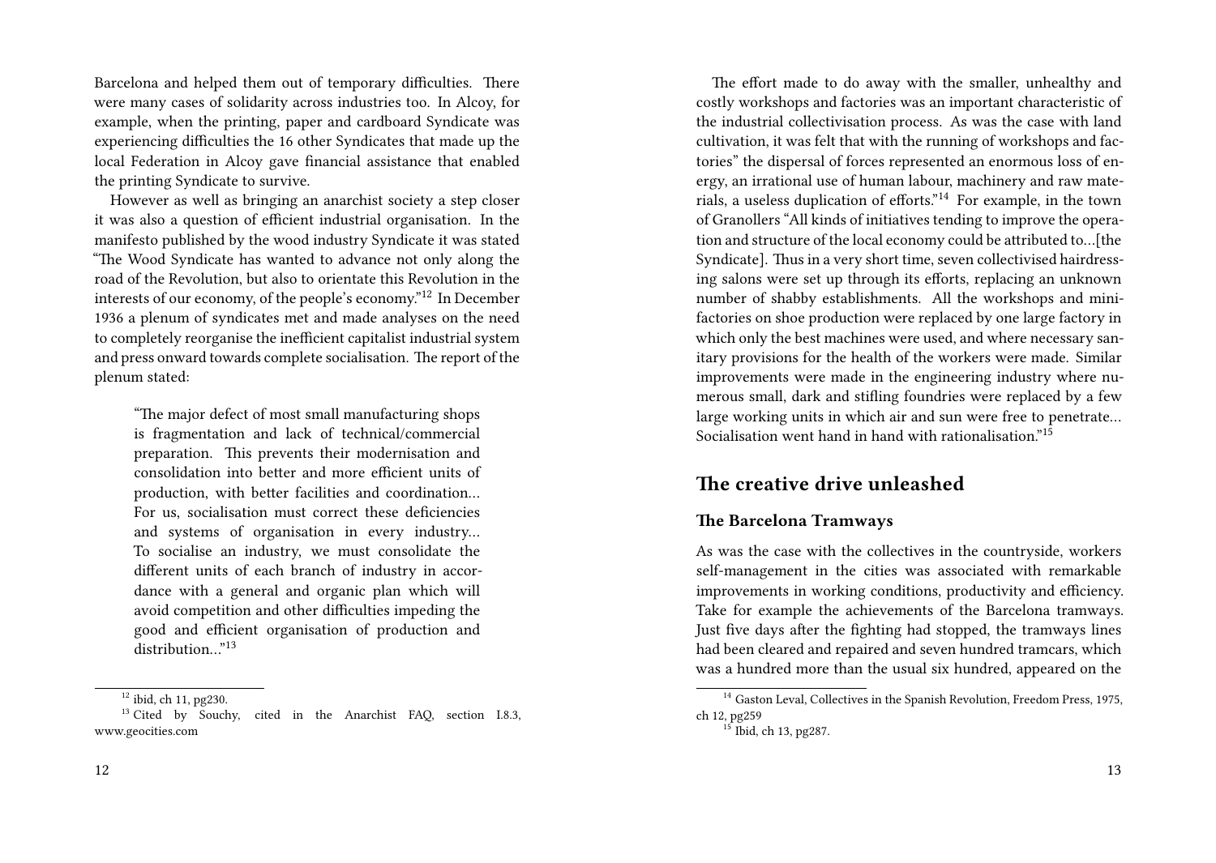Barcelona and helped them out of temporary difficulties. There were many cases of solidarity across industries too. In Alcoy, for example, when the printing, paper and cardboard Syndicate was experiencing difficulties the 16 other Syndicates that made up the local Federation in Alcoy gave financial assistance that enabled the printing Syndicate to survive.

However as well as bringing an anarchist society a step closer it was also a question of efficient industrial organisation. In the manifesto published by the wood industry Syndicate it was stated "The Wood Syndicate has wanted to advance not only along the road of the Revolution, but also to orientate this Revolution in the interests of our economy, of the people's economy."[12] In December 1936 a plenum of syndicates met and made analyses on the need to completely reorganise the inefficient capitalist industrial system and press onward towards complete socialisation. The report of the plenum stated:

> "The major defect of most small manufacturing shops is fragmentation and lack of technical/commercial preparation. This prevents their modernisation and consolidation into better and more efficient units of production, with better facilities and coordination… For us, socialisation must correct these deficiencies and systems of organisation in every industry… To socialise an industry, we must consolidate the different units of each branch of industry in accordance with a general and organic plan which will avoid competition and other difficulties impeding the good and efficient organisation of production and distribution…"[13]

[12] ibid, ch 11, pg230.

[13] Cited by Souchy, cited in the Anarchist FAQ, section I.8.3, www.geocities.com

The effort made to do away with the smaller, unhealthy and costly workshops and factories was an important characteristic of the industrial collectivisation process. As was the case with land cultivation, it was felt that with the running of workshops and factories" the dispersal of forces represented an enormous loss of energy, an irrational use of human labour, machinery and raw materials, a useless duplication of efforts."[14] For example, in the town of Granollers "All kinds of initiatives tending to improve the operation and structure of the local economy could be attributed to…[the Syndicate]. Thus in a very short time, seven collectivised hairdressing salons were set up through its efforts, replacing an unknown number of shabby establishments. All the workshops and mini-factories on shoe production were replaced by one large factory in which only the best machines were used, and where necessary sanitary provisions for the health of the workers were made. Similar improvements were made in the engineering industry where numerous small, dark and stifling foundries were replaced by a few large working units in which air and sun were free to penetrate… Socialisation went hand in hand with rationalisation."[15]

## The creative drive unleashed

### The Barcelona Tramways

As was the case with the collectives in the countryside, workers self-management in the cities was associated with remarkable improvements in working conditions, productivity and efficiency. Take for example the achievements of the Barcelona tramways. Just five days after the fighting had stopped, the tramways lines had been cleared and repaired and seven hundred tramcars, which was a hundred more than the usual six hundred, appeared on the

[14] Gaston Leval, Collectives in the Spanish Revolution, Freedom Press, 1975, ch 12, pg259

[15] Ibid, ch 13, pg287.